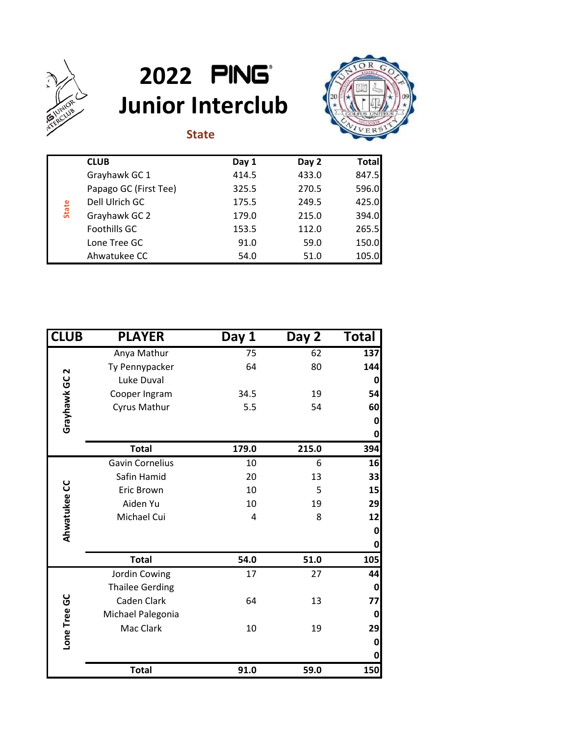# 2022 PING Junior Interclub

## State

| | CLUB | Day 1 | Day 2 | Total |
|---|---|---|---|---|
| State | Grayhawk GC 1 | 414.5 | 433.0 | 847.5 |
| | Papago GC (First Tee) | 325.5 | 270.5 | 596.0 |
| | Dell Ulrich GC | 175.5 | 249.5 | 425.0 |
| | Grayhawk GC 2 | 179.0 | 215.0 | 394.0 |
| | Foothills GC | 153.5 | 112.0 | 265.5 |
| | Lone Tree GC | 91.0 | 59.0 | 150.0 |
| | Ahwatukee CC | 54.0 | 51.0 | 105.0 |

| CLUB | PLAYER | Day 1 | Day 2 | Total |
|---|---|---|---|---|
| Grayhawk GC 2 | Anya Mathur | 75 | 62 | 137 |
| | Ty Pennypacker | 64 | 80 | 144 |
| | Luke Duval | | | 0 |
| | Cooper Ingram | 34.5 | 19 | 54 |
| | Cyrus Mathur | 5.5 | 54 | 60 |
| | | | | 0 |
| | | | | 0 |
| | **Total** | **179.0** | **215.0** | **394** |
| Ahwatukee CC | Gavin Cornelius | 10 | 6 | 16 |
| | Safin Hamid | 20 | 13 | 33 |
| | Eric Brown | 10 | 5 | 15 |
| | Aiden Yu | 10 | 19 | 29 |
| | Michael Cui | 4 | 8 | 12 |
| | | | | 0 |
| | | | | 0 |
| | **Total** | **54.0** | **51.0** | **105** |
| Lone Tree GC | Jordin Cowing | 17 | 27 | 44 |
| | Thailee Gerding | | | 0 |
| | Caden Clark | 64 | 13 | 77 |
| | Michael Palegonia | | | 0 |
| | Mac Clark | 10 | 19 | 29 |
| | | | | 0 |
| | | | | 0 |
| | **Total** | **91.0** | **59.0** | **150** |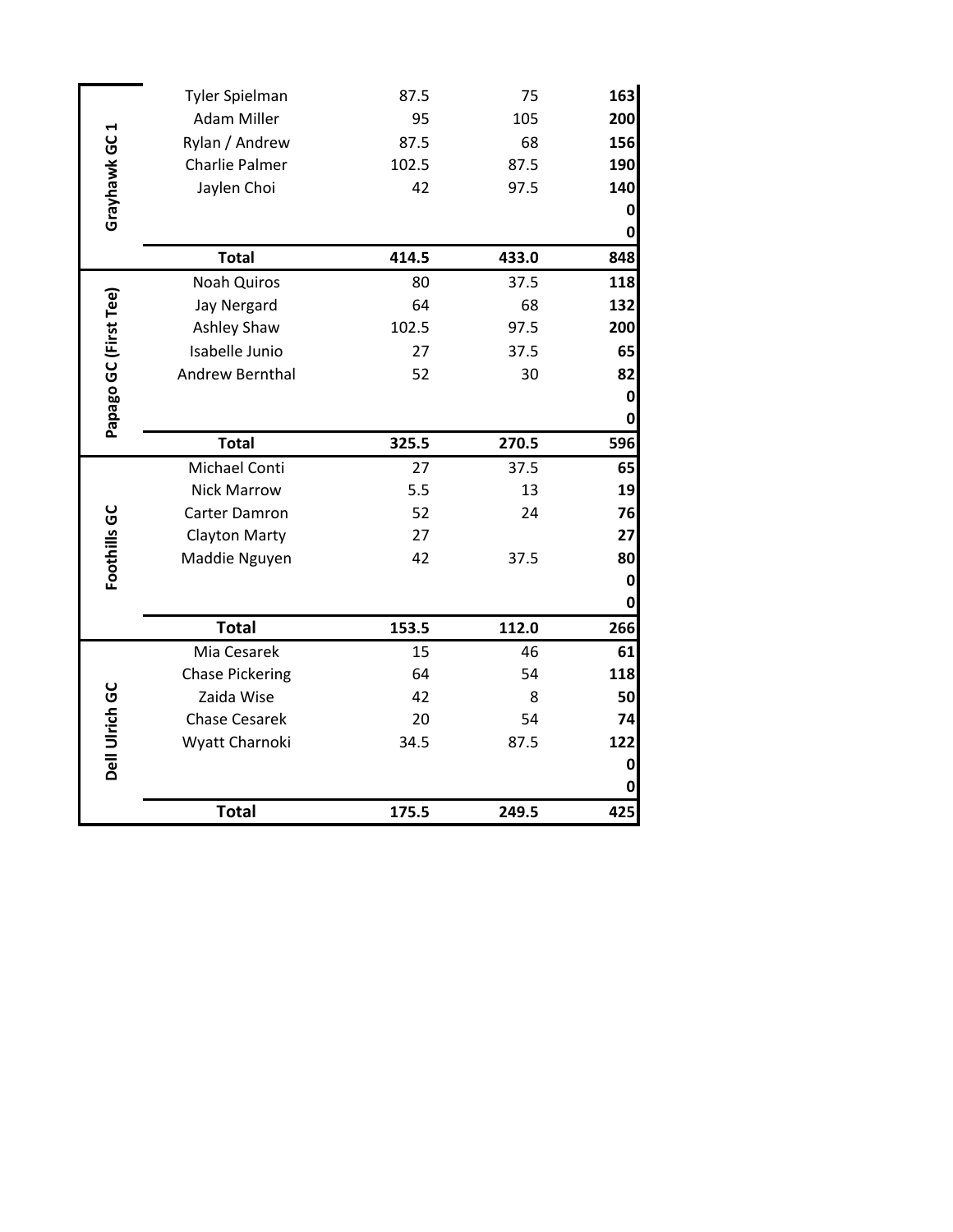| | | | | |
|---|---|---|---|---|
| Grayhawk GC 1 | Tyler Spielman | 87.5 | 75 | **163** |
| | Adam Miller | 95 | 105 | **200** |
| | Rylan / Andrew | 87.5 | 68 | **156** |
| | Charlie Palmer | 102.5 | 87.5 | **190** |
| | Jaylen Choi | 42 | 97.5 | **140** |
| | | | | **0** |
| | | | | **0** |
| | **Total** | **414.5** | **433.0** | **848** |
| Papago GC (First Tee) | Noah Quiros | 80 | 37.5 | **118** |
| | Jay Nergard | 64 | 68 | **132** |
| | Ashley Shaw | 102.5 | 97.5 | **200** |
| | Isabelle Junio | 27 | 37.5 | **65** |
| | Andrew Bernthal | 52 | 30 | **82** |
| | | | | **0** |
| | | | | **0** |
| | **Total** | **325.5** | **270.5** | **596** |
| Foothills GC | Michael Conti | 27 | 37.5 | **65** |
| | Nick Marrow | 5.5 | 13 | **19** |
| | Carter Damron | 52 | 24 | **76** |
| | Clayton Marty | 27 | | **27** |
| | Maddie Nguyen | 42 | 37.5 | **80** |
| | | | | **0** |
| | | | | **0** |
| | **Total** | **153.5** | **112.0** | **266** |
| Dell Ulrich GC | Mia Cesarek | 15 | 46 | **61** |
| | Chase Pickering | 64 | 54 | **118** |
| | Zaida Wise | 42 | 8 | **50** |
| | Chase Cesarek | 20 | 54 | **74** |
| | Wyatt Charnoki | 34.5 | 87.5 | **122** |
| | | | | **0** |
| | | | | **0** |
| | **Total** | **175.5** | **249.5** | **425** |